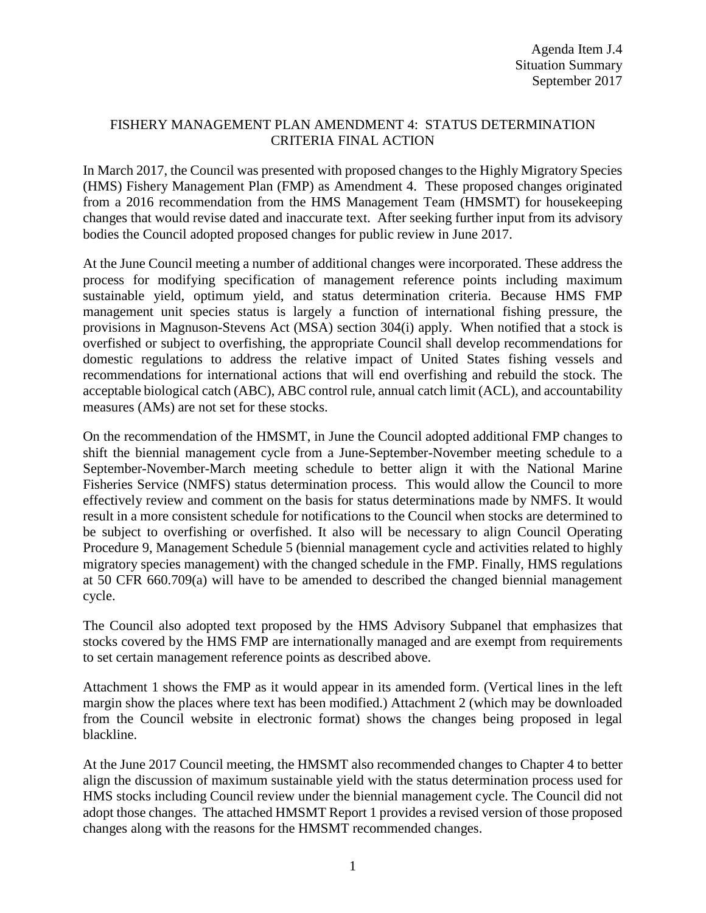Agenda Item J.4
Situation Summary
September 2017

# FISHERY MANAGEMENT PLAN AMENDMENT 4: STATUS DETERMINATION CRITERIA FINAL ACTION

In March 2017, the Council was presented with proposed changes to the Highly Migratory Species (HMS) Fishery Management Plan (FMP) as Amendment 4. These proposed changes originated from a 2016 recommendation from the HMS Management Team (HMSMT) for housekeeping changes that would revise dated and inaccurate text. After seeking further input from its advisory bodies the Council adopted proposed changes for public review in June 2017.

At the June Council meeting a number of additional changes were incorporated. These address the process for modifying specification of management reference points including maximum sustainable yield, optimum yield, and status determination criteria. Because HMS FMP management unit species status is largely a function of international fishing pressure, the provisions in Magnuson-Stevens Act (MSA) section 304(i) apply. When notified that a stock is overfished or subject to overfishing, the appropriate Council shall develop recommendations for domestic regulations to address the relative impact of United States fishing vessels and recommendations for international actions that will end overfishing and rebuild the stock. The acceptable biological catch (ABC), ABC control rule, annual catch limit (ACL), and accountability measures (AMs) are not set for these stocks.

On the recommendation of the HMSMT, in June the Council adopted additional FMP changes to shift the biennial management cycle from a June-September-November meeting schedule to a September-November-March meeting schedule to better align it with the National Marine Fisheries Service (NMFS) status determination process. This would allow the Council to more effectively review and comment on the basis for status determinations made by NMFS. It would result in a more consistent schedule for notifications to the Council when stocks are determined to be subject to overfishing or overfished. It also will be necessary to align Council Operating Procedure 9, Management Schedule 5 (biennial management cycle and activities related to highly migratory species management) with the changed schedule in the FMP. Finally, HMS regulations at 50 CFR 660.709(a) will have to be amended to described the changed biennial management cycle.

The Council also adopted text proposed by the HMS Advisory Subpanel that emphasizes that stocks covered by the HMS FMP are internationally managed and are exempt from requirements to set certain management reference points as described above.

Attachment 1 shows the FMP as it would appear in its amended form. (Vertical lines in the left margin show the places where text has been modified.) Attachment 2 (which may be downloaded from the Council website in electronic format) shows the changes being proposed in legal blackline.

At the June 2017 Council meeting, the HMSMT also recommended changes to Chapter 4 to better align the discussion of maximum sustainable yield with the status determination process used for HMS stocks including Council review under the biennial management cycle. The Council did not adopt those changes. The attached HMSMT Report 1 provides a revised version of those proposed changes along with the reasons for the HMSMT recommended changes.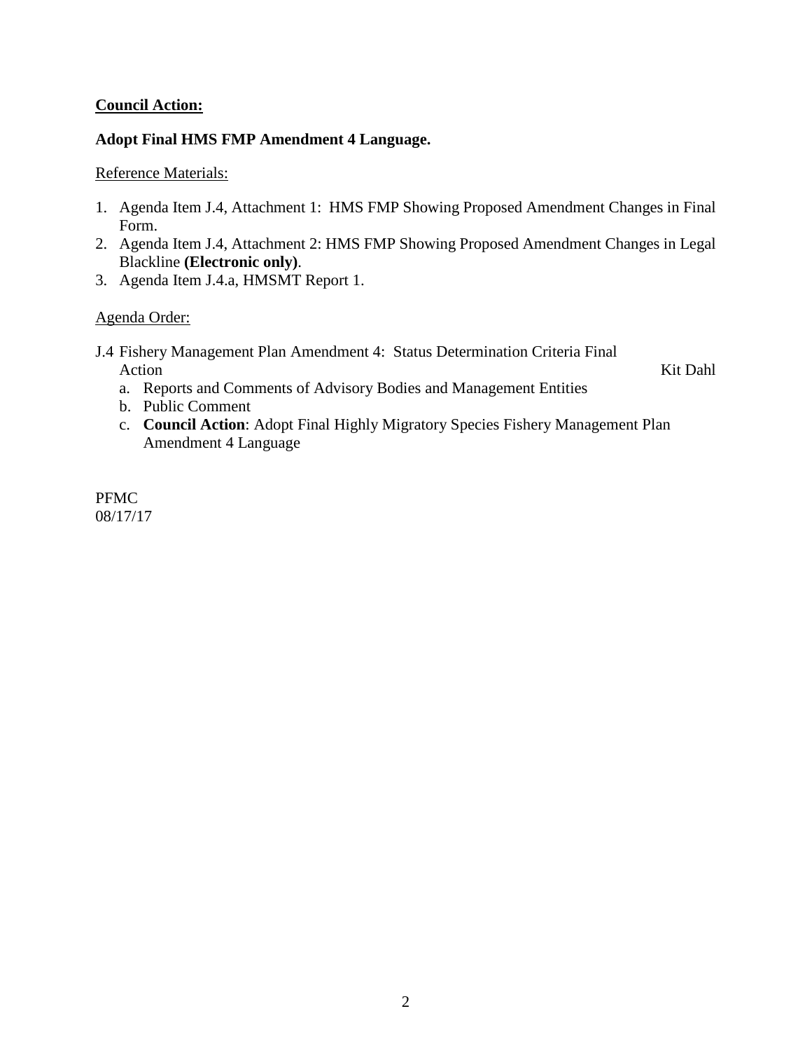**<u>Council Action:</u>**

**Adopt Final HMS FMP Amendment 4 Language.**

<u>Reference Materials:</u>

1. Agenda Item J.4, Attachment 1: HMS FMP Showing Proposed Amendment Changes in Final Form.
2. Agenda Item J.4, Attachment 2: HMS FMP Showing Proposed Amendment Changes in Legal Blackline **(Electronic only)**.
3. Agenda Item J.4.a, HMSMT Report 1.

<u>Agenda Order:</u>

J.4 Fishery Management Plan Amendment 4: Status Determination Criteria Final Action — Kit Dahl

   a. Reports and Comments of Advisory Bodies and Management Entities
   b. Public Comment
   c. **Council Action**: Adopt Final Highly Migratory Species Fishery Management Plan Amendment 4 Language

PFMC
08/17/17